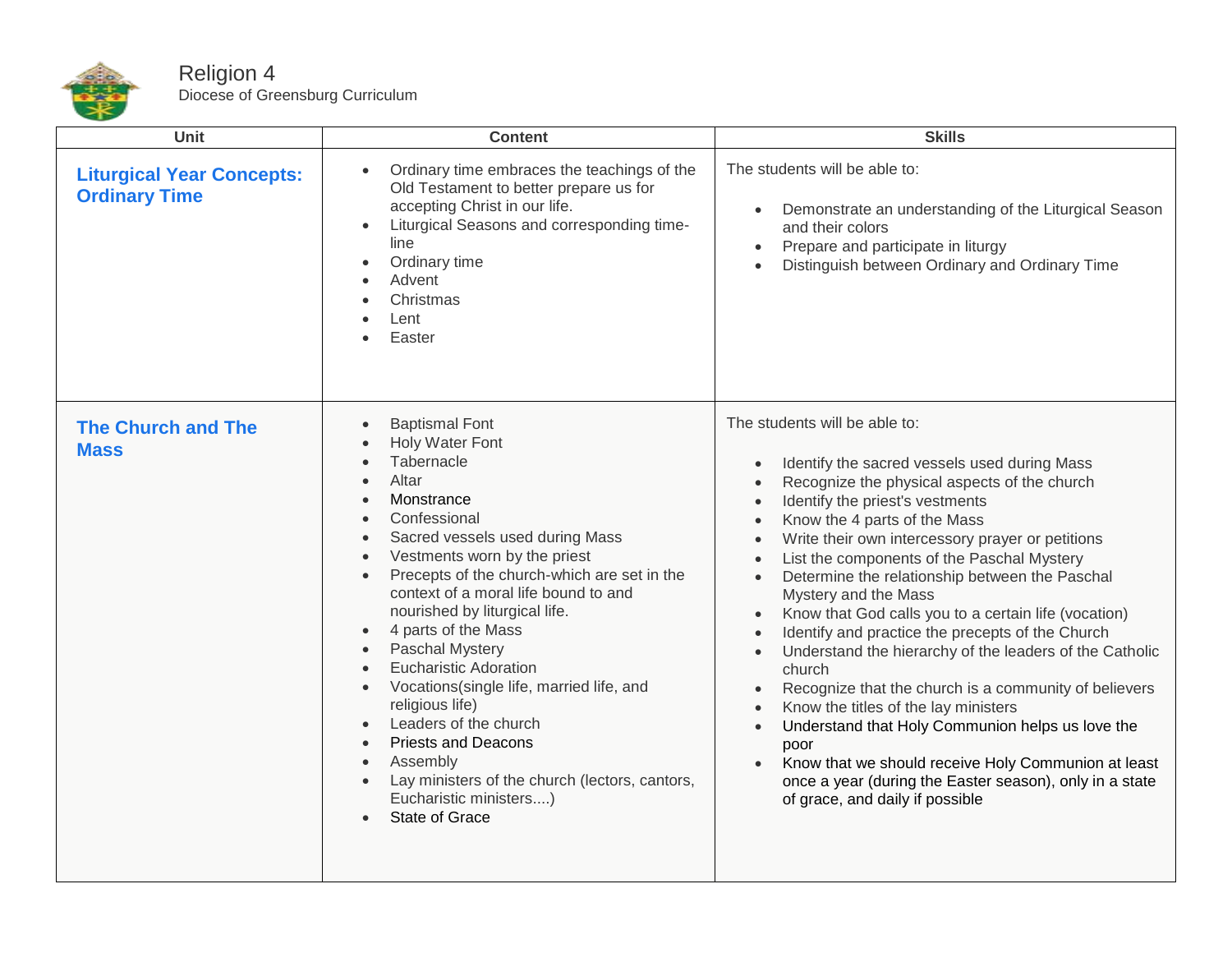# Religion 4

Diocese of Greensburg Curriculum

| Unit | Content | Skills |
|---|---|---|
| **Liturgical Year Concepts: Ordinary Time** | • Ordinary time embraces the teachings of the Old Testament to better prepare us for accepting Christ in our life.<br>• Liturgical Seasons and corresponding time-line<br>• Ordinary time<br>• Advent<br>• Christmas<br>• Lent<br>• Easter | The students will be able to:<br>• Demonstrate an understanding of the Liturgical Season and their colors<br>• Prepare and participate in liturgy<br>• Distinguish between Ordinary and Ordinary Time |
| **The Church and The Mass** | • Baptismal Font<br>• Holy Water Font<br>• Tabernacle<br>• Altar<br>• Monstrance<br>• Confessional<br>• Sacred vessels used during Mass<br>• Vestments worn by the priest<br>• Precepts of the church-which are set in the context of a moral life bound to and nourished by liturgical life.<br>• 4 parts of the Mass<br>• Paschal Mystery<br>• Eucharistic Adoration<br>• Vocations(single life, married life, and religious life)<br>• Leaders of the church<br>• Priests and Deacons<br>• Assembly<br>• Lay ministers of the church (lectors, cantors, Eucharistic ministers....)<br>• State of Grace | The students will be able to:<br>• Identify the sacred vessels used during Mass<br>• Recognize the physical aspects of the church<br>• Identify the priest's vestments<br>• Know the 4 parts of the Mass<br>• Write their own intercessory prayer or petitions<br>• List the components of the Paschal Mystery<br>• Determine the relationship between the Paschal Mystery and the Mass<br>• Know that God calls you to a certain life (vocation)<br>• Identify and practice the precepts of the Church<br>• Understand the hierarchy of the leaders of the Catholic church<br>• Recognize that the church is a community of believers<br>• Know the titles of the lay ministers<br>• Understand that Holy Communion helps us love the poor<br>• Know that we should receive Holy Communion at least once a year (during the Easter season), only in a state of grace, and daily if possible |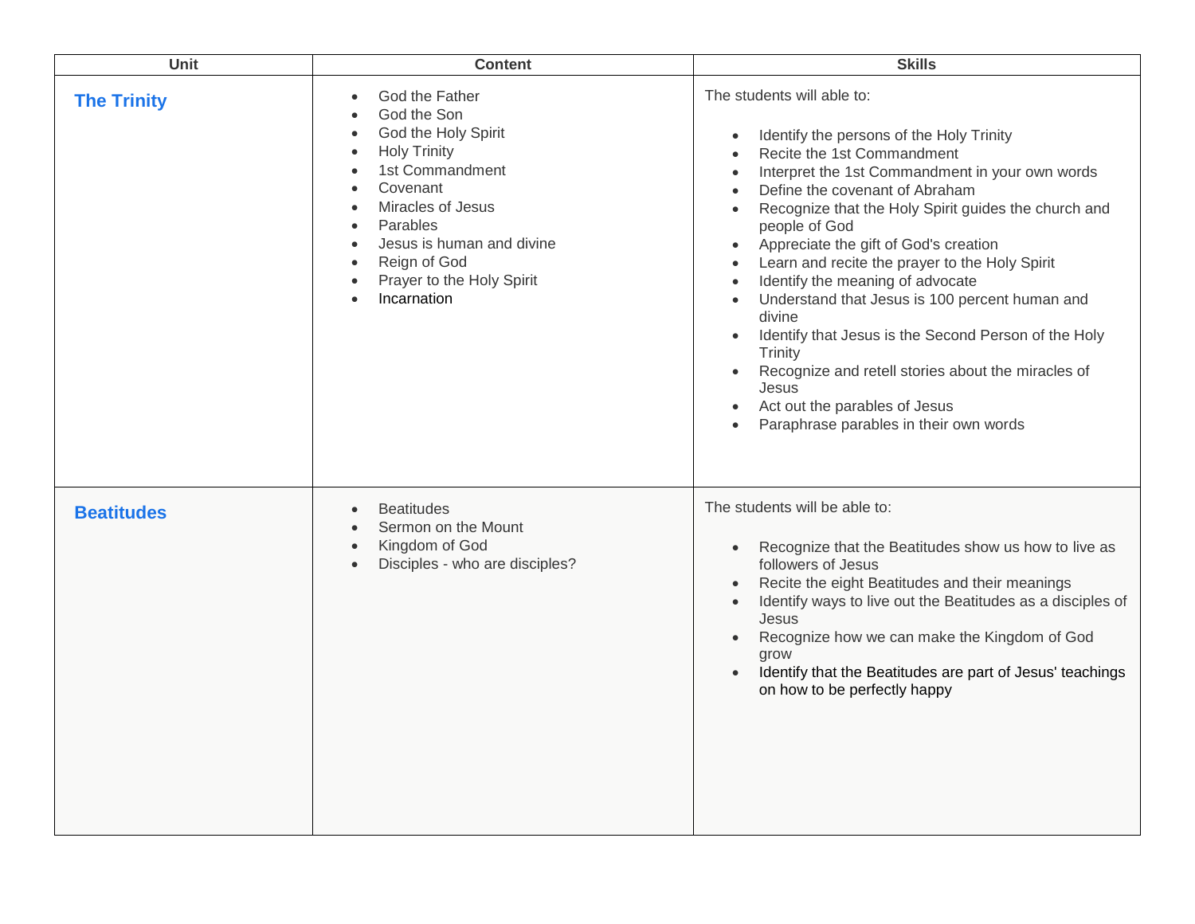| Unit | Content | Skills |
|---|---|---|
| **The Trinity** | • God the Father<br>• God the Son<br>• God the Holy Spirit<br>• Holy Trinity<br>• 1st Commandment<br>• Covenant<br>• Miracles of Jesus<br>• Parables<br>• Jesus is human and divine<br>• Reign of God<br>• Prayer to the Holy Spirit<br>• Incarnation | The students will able to:<br><br>• Identify the persons of the Holy Trinity<br>• Recite the 1st Commandment<br>• Interpret the 1st Commandment in your own words<br>• Define the covenant of Abraham<br>• Recognize that the Holy Spirit guides the church and people of God<br>• Appreciate the gift of God's creation<br>• Learn and recite the prayer to the Holy Spirit<br>• Identify the meaning of advocate<br>• Understand that Jesus is 100 percent human and divine<br>• Identify that Jesus is the Second Person of the Holy Trinity<br>• Recognize and retell stories about the miracles of Jesus<br>• Act out the parables of Jesus<br>• Paraphrase parables in their own words |
| **Beatitudes** | • Beatitudes<br>• Sermon on the Mount<br>• Kingdom of God<br>• Disciples - who are disciples? | The students will be able to:<br><br>• Recognize that the Beatitudes show us how to live as followers of Jesus<br>• Recite the eight Beatitudes and their meanings<br>• Identify ways to live out the Beatitudes as a disciples of Jesus<br>• Recognize how we can make the Kingdom of God grow<br>• Identify that the Beatitudes are part of Jesus' teachings on how to be perfectly happy |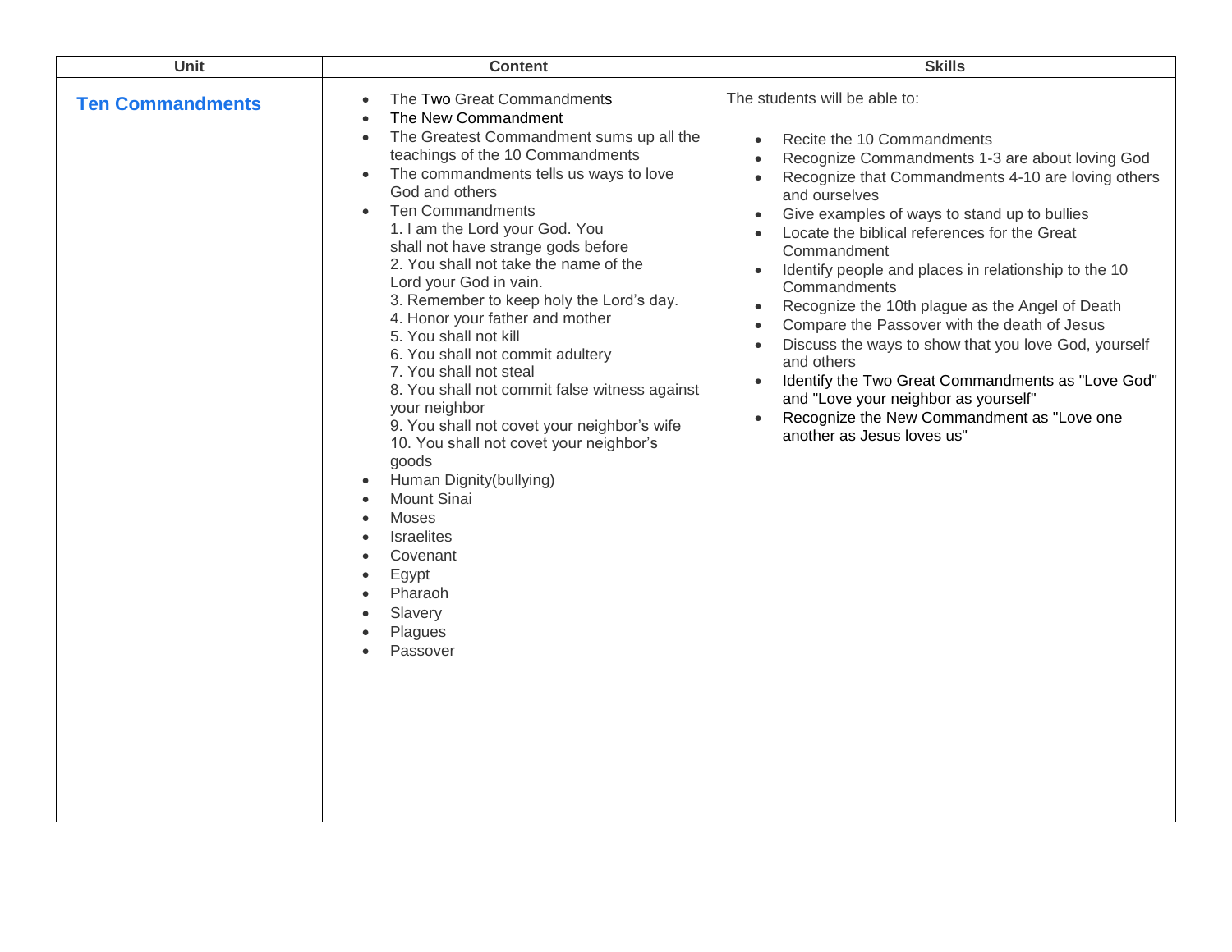| Unit | Content | Skills |
| --- | --- | --- |
| **Ten Commandments** | • The Two Great Commandments<br>• The New Commandment<br>• The Greatest Commandment sums up all the teachings of the 10 Commandments<br>• The commandments tells us ways to love God and others<br>• Ten Commandments<br>1. I am the Lord your God. You shall not have strange gods before<br>2. You shall not take the name of the Lord your God in vain.<br>3. Remember to keep holy the Lord's day.<br>4. Honor your father and mother<br>5. You shall not kill<br>6. You shall not commit adultery<br>7. You shall not steal<br>8. You shall not commit false witness against your neighbor<br>9. You shall not covet your neighbor's wife<br>10. You shall not covet your neighbor's goods<br>• Human Dignity(bullying)<br>• Mount Sinai<br>• Moses<br>• Israelites<br>• Covenant<br>• Egypt<br>• Pharaoh<br>• Slavery<br>• Plagues<br>• Passover | The students will be able to:<br><br>• Recite the 10 Commandments<br>• Recognize Commandments 1-3 are about loving God<br>• Recognize that Commandments 4-10 are loving others and ourselves<br>• Give examples of ways to stand up to bullies<br>• Locate the biblical references for the Great Commandment<br>• Identify people and places in relationship to the 10 Commandments<br>• Recognize the 10th plague as the Angel of Death<br>• Compare the Passover with the death of Jesus<br>• Discuss the ways to show that you love God, yourself and others<br>• Identify the Two Great Commandments as "Love God" and "Love your neighbor as yourself"<br>• Recognize the New Commandment as "Love one another as Jesus loves us" |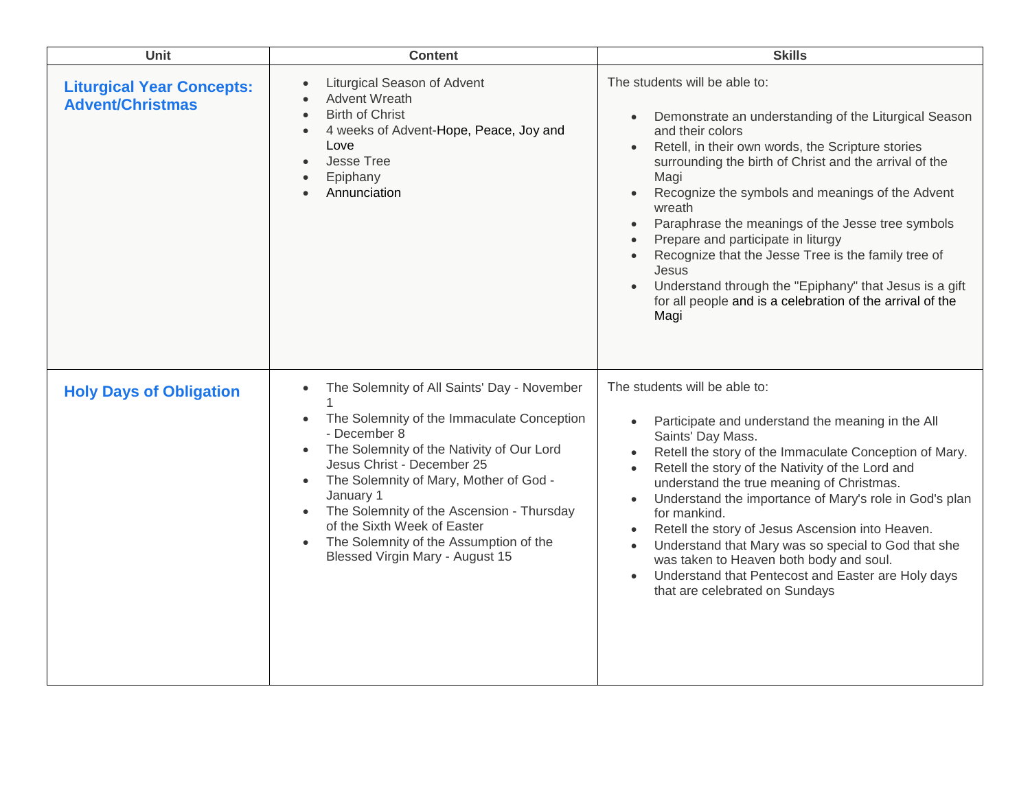| Unit | Content | Skills |
| --- | --- | --- |
| **Liturgical Year Concepts: Advent/Christmas** | • Liturgical Season of Advent<br>• Advent Wreath<br>• Birth of Christ<br>• 4 weeks of Advent-Hope, Peace, Joy and Love<br>• Jesse Tree<br>• Epiphany<br>• Annunciation | The students will be able to:<br><br>• Demonstrate an understanding of the Liturgical Season and their colors<br>• Retell, in their own words, the Scripture stories surrounding the birth of Christ and the arrival of the Magi<br>• Recognize the symbols and meanings of the Advent wreath<br>• Paraphrase the meanings of the Jesse tree symbols<br>• Prepare and participate in liturgy<br>• Recognize that the Jesse Tree is the family tree of Jesus<br>• Understand through the "Epiphany" that Jesus is a gift for all people and is a celebration of the arrival of the Magi |
| **Holy Days of Obligation** | • The Solemnity of All Saints' Day - November 1<br>• The Solemnity of the Immaculate Conception - December 8<br>• The Solemnity of the Nativity of Our Lord Jesus Christ - December 25<br>• The Solemnity of Mary, Mother of God - January 1<br>• The Solemnity of the Ascension - Thursday of the Sixth Week of Easter<br>• The Solemnity of the Assumption of the Blessed Virgin Mary - August 15 | The students will be able to:<br><br>• Participate and understand the meaning in the All Saints' Day Mass.<br>• Retell the story of the Immaculate Conception of Mary.<br>• Retell the story of the Nativity of the Lord and understand the true meaning of Christmas.<br>• Understand the importance of Mary's role in God's plan for mankind.<br>• Retell the story of Jesus Ascension into Heaven.<br>• Understand that Mary was so special to God that she was taken to Heaven both body and soul.<br>• Understand that Pentecost and Easter are Holy days that are celebrated on Sundays |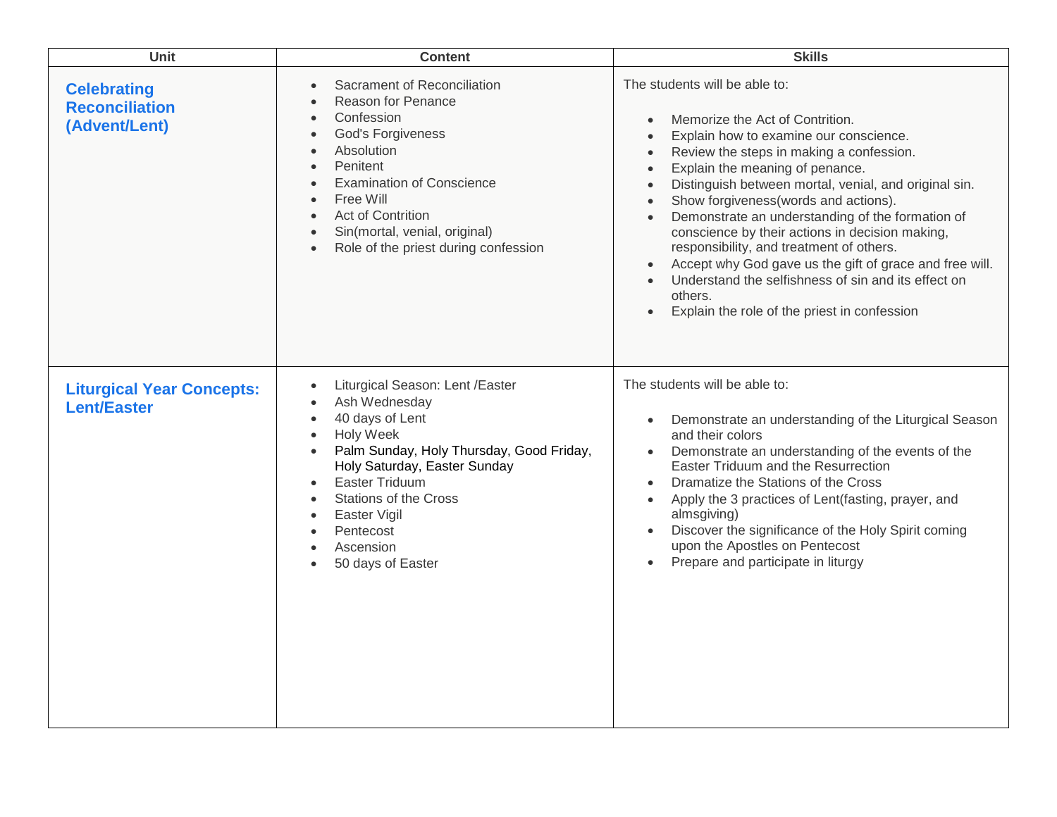| Unit | Content | Skills |
|---|---|---|
| **Celebrating Reconciliation (Advent/Lent)** | • Sacrament of Reconciliation<br>• Reason for Penance<br>• Confession<br>• God's Forgiveness<br>• Absolution<br>• Penitent<br>• Examination of Conscience<br>• Free Will<br>• Act of Contrition<br>• Sin(mortal, venial, original)<br>• Role of the priest during confession | The students will be able to:<br><br>• Memorize the Act of Contrition.<br>• Explain how to examine our conscience.<br>• Review the steps in making a confession.<br>• Explain the meaning of penance.<br>• Distinguish between mortal, venial, and original sin.<br>• Show forgiveness(words and actions).<br>• Demonstrate an understanding of the formation of conscience by their actions in decision making, responsibility, and treatment of others.<br>• Accept why God gave us the gift of grace and free will.<br>• Understand the selfishness of sin and its effect on others.<br>• Explain the role of the priest in confession |
| **Liturgical Year Concepts: Lent/Easter** | • Liturgical Season: Lent /Easter<br>• Ash Wednesday<br>• 40 days of Lent<br>• Holy Week<br>• Palm Sunday, Holy Thursday, Good Friday, Holy Saturday, Easter Sunday<br>• Easter Triduum<br>• Stations of the Cross<br>• Easter Vigil<br>• Pentecost<br>• Ascension<br>• 50 days of Easter | The students will be able to:<br><br>• Demonstrate an understanding of the Liturgical Season and their colors<br>• Demonstrate an understanding of the events of the Easter Triduum and the Resurrection<br>• Dramatize the Stations of the Cross<br>• Apply the 3 practices of Lent(fasting, prayer, and almsgiving)<br>• Discover the significance of the Holy Spirit coming upon the Apostles on Pentecost<br>• Prepare and participate in liturgy |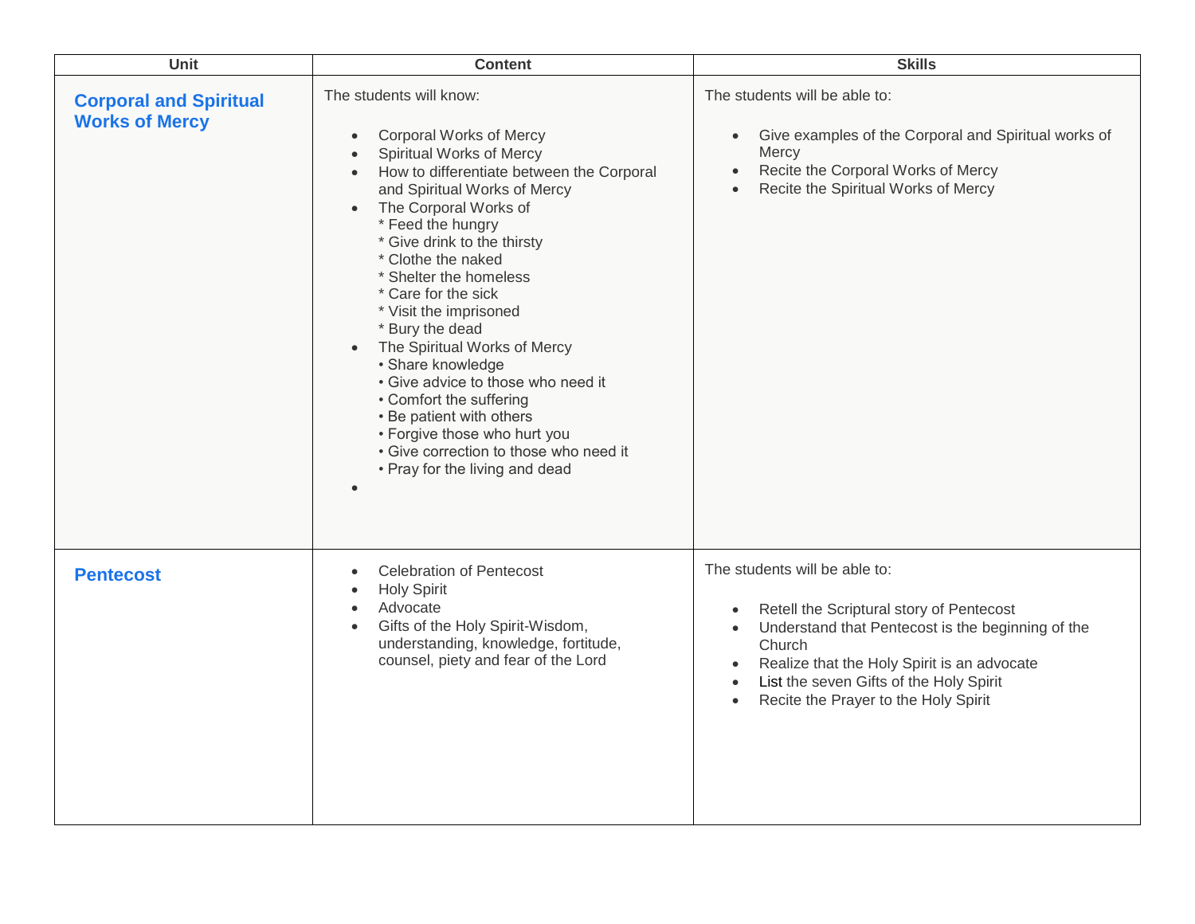| Unit | Content | Skills |
|---|---|---|
| **Corporal and Spiritual Works of Mercy** | The students will know:<br><br>• Corporal Works of Mercy<br>• Spiritual Works of Mercy<br>• How to differentiate between the Corporal and Spiritual Works of Mercy<br>• The Corporal Works of<br>* Feed the hungry<br>* Give drink to the thirsty<br>* Clothe the naked<br>* Shelter the homeless<br>* Care for the sick<br>* Visit the imprisoned<br>* Bury the dead<br>• The Spiritual Works of Mercy<br>• Share knowledge<br>• Give advice to those who need it<br>• Comfort the suffering<br>• Be patient with others<br>• Forgive those who hurt you<br>• Give correction to those who need it<br>• Pray for the living and dead<br>• | The students will be able to:<br><br>• Give examples of the Corporal and Spiritual works of Mercy<br>• Recite the Corporal Works of Mercy<br>• Recite the Spiritual Works of Mercy |
| **Pentecost** | • Celebration of Pentecost<br>• Holy Spirit<br>• Advocate<br>• Gifts of the Holy Spirit-Wisdom, understanding, knowledge, fortitude, counsel, piety and fear of the Lord | The students will be able to:<br><br>• Retell the Scriptural story of Pentecost<br>• Understand that Pentecost is the beginning of the Church<br>• Realize that the Holy Spirit is an advocate<br>• List the seven Gifts of the Holy Spirit<br>• Recite the Prayer to the Holy Spirit |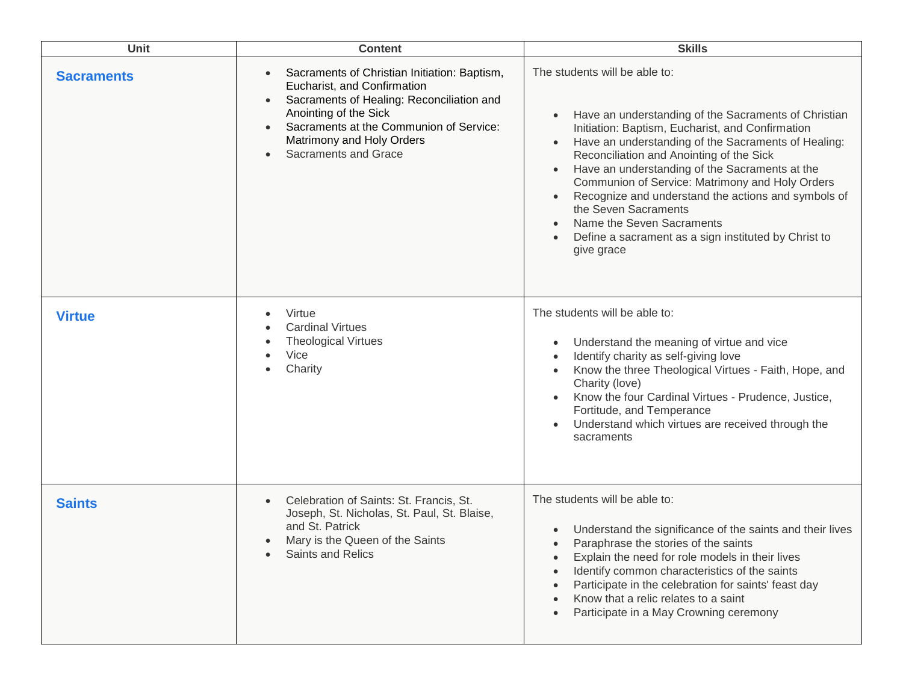| Unit | Content | Skills |
| --- | --- | --- |
| **Sacraments** | • Sacraments of Christian Initiation: Baptism, Eucharist, and Confirmation<br>• Sacraments of Healing: Reconciliation and Anointing of the Sick<br>• Sacraments at the Communion of Service: Matrimony and Holy Orders<br>• Sacraments and Grace | The students will be able to:<br><br>• Have an understanding of the Sacraments of Christian Initiation: Baptism, Eucharist, and Confirmation<br>• Have an understanding of the Sacraments of Healing: Reconciliation and Anointing of the Sick<br>• Have an understanding of the Sacraments at the Communion of Service: Matrimony and Holy Orders<br>• Recognize and understand the actions and symbols of the Seven Sacraments<br>• Name the Seven Sacraments<br>• Define a sacrament as a sign instituted by Christ to give grace |
| **Virtue** | • Virtue<br>• Cardinal Virtues<br>• Theological Virtues<br>• Vice<br>• Charity | The students will be able to:<br><br>• Understand the meaning of virtue and vice<br>• Identify charity as self-giving love<br>• Know the three Theological Virtues - Faith, Hope, and Charity (love)<br>• Know the four Cardinal Virtues - Prudence, Justice, Fortitude, and Temperance<br>• Understand which virtues are received through the sacraments |
| **Saints** | • Celebration of Saints: St. Francis, St. Joseph, St. Nicholas, St. Paul, St. Blaise, and St. Patrick<br>• Mary is the Queen of the Saints<br>• Saints and Relics | The students will be able to:<br><br>• Understand the significance of the saints and their lives<br>• Paraphrase the stories of the saints<br>• Explain the need for role models in their lives<br>• Identify common characteristics of the saints<br>• Participate in the celebration for saints' feast day<br>• Know that a relic relates to a saint<br>• Participate in a May Crowning ceremony |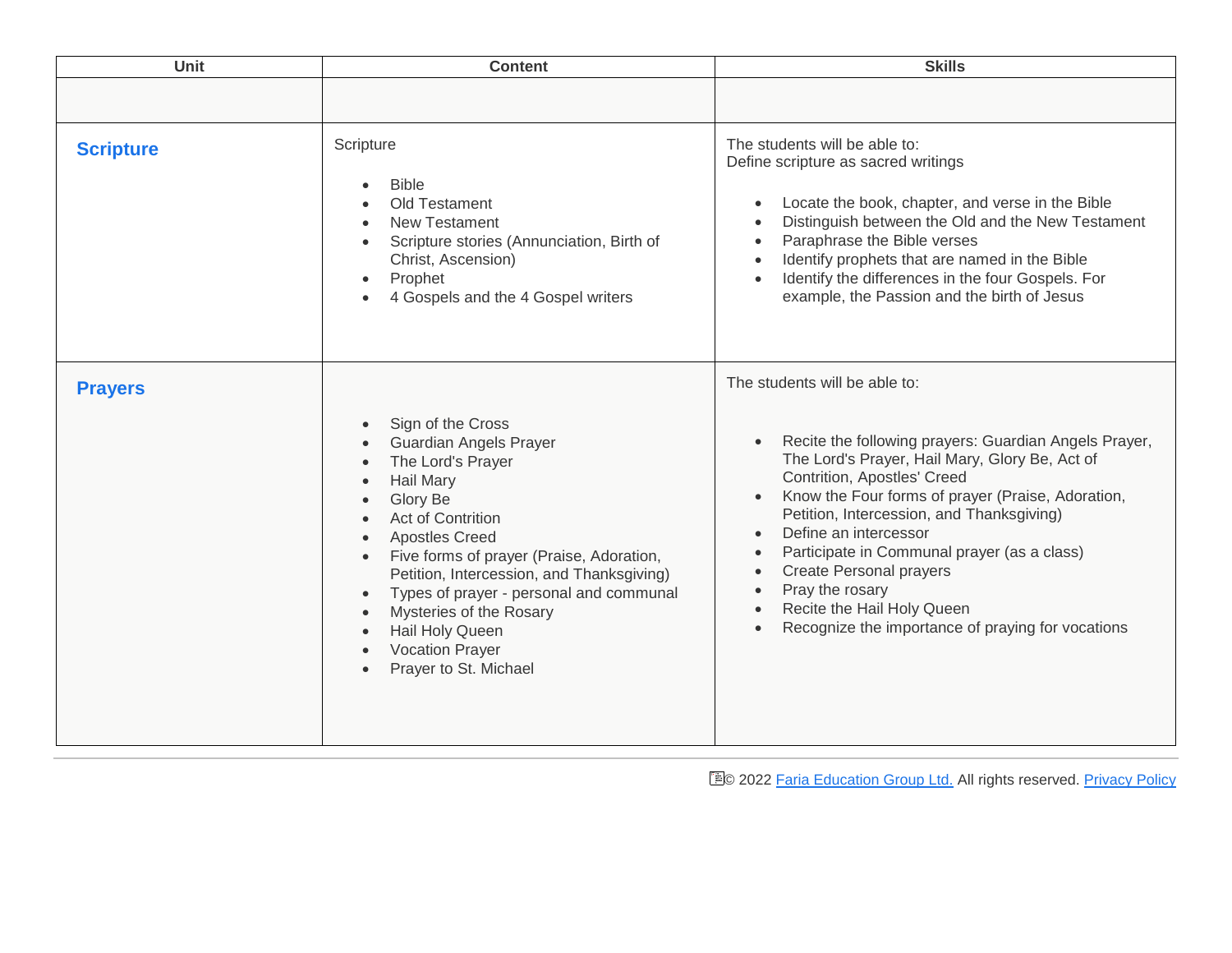| Unit | Content | Skills |
| --- | --- | --- |
| | | |
| **Scripture** | Scripture<br><br>• Bible<br>• Old Testament<br>• New Testament<br>• Scripture stories (Annunciation, Birth of Christ, Ascension)<br>• Prophet<br>• 4 Gospels and the 4 Gospel writers | The students will be able to:<br>Define scripture as sacred writings<br><br>• Locate the book, chapter, and verse in the Bible<br>• Distinguish between the Old and the New Testament<br>• Paraphrase the Bible verses<br>• Identify prophets that are named in the Bible<br>• Identify the differences in the four Gospels. For example, the Passion and the birth of Jesus |
| **Prayers** | • Sign of the Cross<br>• Guardian Angels Prayer<br>• The Lord's Prayer<br>• Hail Mary<br>• Glory Be<br>• Act of Contrition<br>• Apostles Creed<br>• Five forms of prayer (Praise, Adoration, Petition, Intercession, and Thanksgiving)<br>• Types of prayer - personal and communal<br>• Mysteries of the Rosary<br>• Hail Holy Queen<br>• Vocation Prayer<br>• Prayer to St. Michael | The students will be able to:<br><br>• Recite the following prayers: Guardian Angels Prayer, The Lord's Prayer, Hail Mary, Glory Be, Act of Contrition, Apostles' Creed<br>• Know the Four forms of prayer (Praise, Adoration, Petition, Intercession, and Thanksgiving)<br>• Define an intercessor<br>• Participate in Communal prayer (as a class)<br>• Create Personal prayers<br>• Pray the rosary<br>• Recite the Hail Holy Queen<br>• Recognize the importance of praying for vocations |